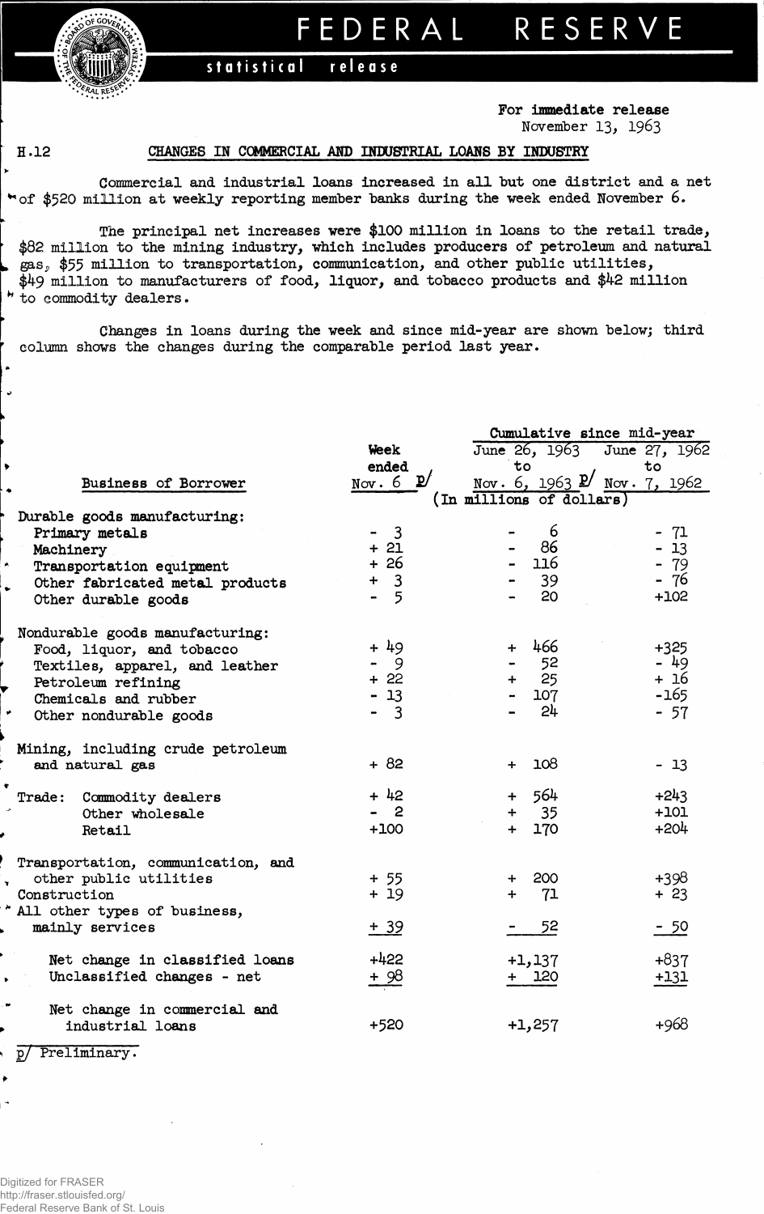# FEDERAL RESERVE

**statistical release**

**For immediate release**
November 13, 1963

H.12 **CHANGES IN COMMERCIAL AND INDUSTRIAL LOANS BY INDUSTRY**

Commercial and industrial loans increased in all but one district and a net of $520 million at weekly reporting member banks during the week ended November 6.

The principal net increases were $100 million in loans to the retail trade, $82 million to the mining industry, which includes producers of petroleum and natural gas, $55 million to transportation, communication, and other public utilities, $49 million to manufacturers of food, liquor, and tobacco products and $42 million to commodity dealers.

Changes in loans during the week and since mid-year are shown below; third column shows the changes during the comparable period last year.

| Business of Borrower | Week ended Nov. 6 p/ | Cumulative since mid-year: June 26, 1963 to Nov. 6, 1963 p/ | Cumulative since mid-year: June 27, 1962 to Nov. 7, 1962 |
|---|---|---|---|
| | (In millions of dollars) | | |
| **Durable goods manufacturing:** | | | |
| Primary metals | - 3 | - 6 | - 71 |
| Machinery | + 21 | - 86 | - 13 |
| Transportation equipment | + 26 | - 116 | - 79 |
| Other fabricated metal products | + 3 | - 39 | - 76 |
| Other durable goods | - 5 | - 20 | +102 |
| **Nondurable goods manufacturing:** | | | |
| Food, liquor, and tobacco | + 49 | + 466 | +325 |
| Textiles, apparel, and leather | - 9 | - 52 | - 49 |
| Petroleum refining | + 22 | + 25 | + 16 |
| Chemicals and rubber | - 13 | - 107 | -165 |
| Other nondurable goods | - 3 | - 24 | - 57 |
| Mining, including crude petroleum and natural gas | + 82 | + 108 | - 13 |
| Trade: Commodity dealers | + 42 | + 564 | +243 |
| Other wholesale | - 2 | + 35 | +101 |
| Retail | +100 | + 170 | +204 |
| Transportation, communication, and other public utilities | + 55 | + 200 | +398 |
| Construction | + 19 | + 71 | + 23 |
| All other types of business, mainly services | + 39 | - 52 | - 50 |
| Net change in classified loans | +422 | +1,137 | +837 |
| Unclassified changes - net | + 98 | + 120 | +131 |
| Net change in commercial and industrial loans | +520 | +1,257 | +968 |

p/ Preliminary.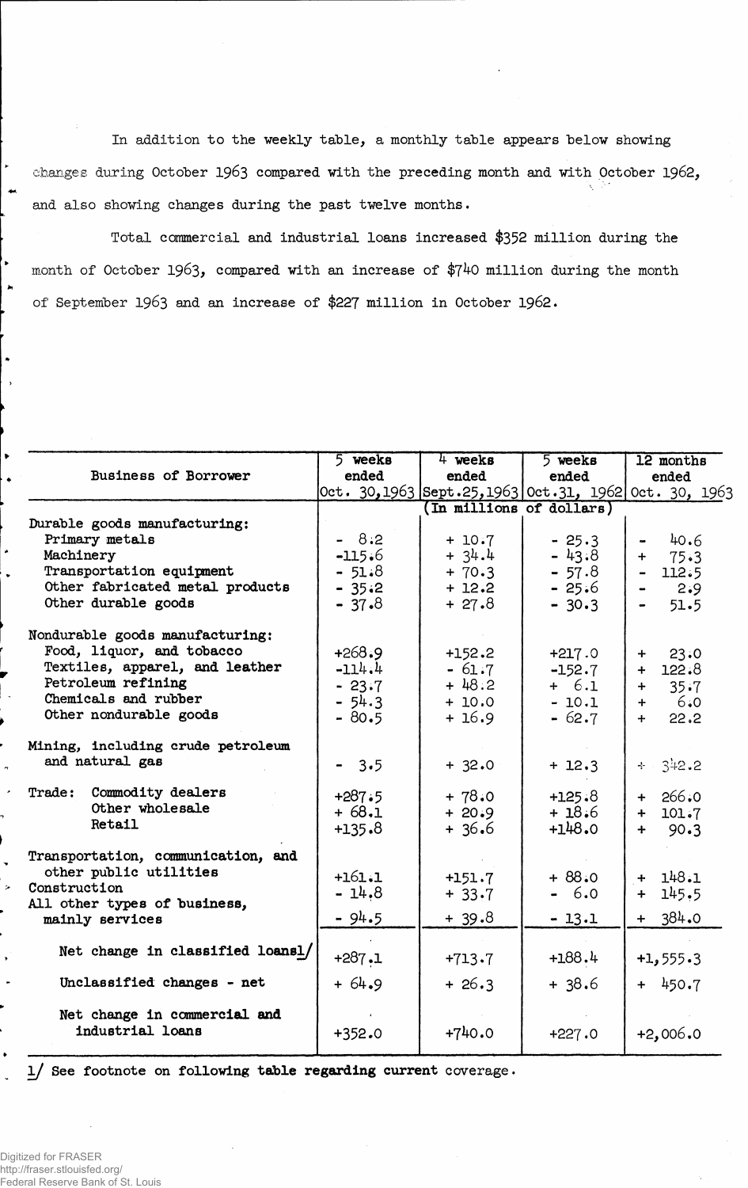In addition to the weekly table, a monthly table appears below showing changes during October 1963 compared with the preceding month and with October 1962, and also showing changes during the past twelve months.

Total commercial and industrial loans increased $352 million during the month of October 1963, compared with an increase of $740 million during the month of September 1963 and an increase of $227 million in October 1962.

| Business of Borrower | 5 weeks ended Oct. 30, 1963 | 4 weeks ended Sept. 25, 1963 | 5 weeks ended Oct. 31, 1962 | 12 months ended Oct. 30, 1963 |
|---|---|---|---|---|
| | (In millions of dollars) | | | |
| **Durable goods manufacturing:** | | | | |
| Primary metals | - 8.2 | + 10.7 | - 25.3 | - 40.6 |
| Machinery | -115.6 | + 34.4 | - 43.8 | + 75.3 |
| Transportation equipment | - 51.8 | + 70.3 | - 57.8 | - 112.5 |
| Other fabricated metal products | - 35.2 | + 12.2 | - 25.6 | - 2.9 |
| Other durable goods | - 37.8 | + 27.8 | - 30.3 | - 51.5 |
| **Nondurable goods manufacturing:** | | | | |
| Food, liquor, and tobacco | +268.9 | +152.2 | +217.0 | + 23.0 |
| Textiles, apparel, and leather | -114.4 | - 61.7 | -152.7 | + 122.8 |
| Petroleum refining | - 23.7 | + 48.2 | + 6.1 | + 35.7 |
| Chemicals and rubber | - 54.3 | + 10.0 | - 10.1 | + 6.0 |
| Other nondurable goods | - 80.5 | + 16.9 | - 62.7 | + 22.2 |
| Mining, including crude petroleum and natural gas | - 3.5 | + 32.0 | + 12.3 | + 342.2 |
| Trade: Commodity dealers | +287.5 | + 78.0 | +125.8 | + 266.0 |
| Other wholesale | + 68.1 | + 20.9 | + 18.6 | + 101.7 |
| Retail | +135.8 | + 36.6 | +148.0 | + 90.3 |
| Transportation, communication, and other public utilities | +161.1 | +151.7 | + 88.0 | + 148.1 |
| Construction | - 14.8 | + 33.7 | - 6.0 | + 145.5 |
| All other types of business, mainly services | - 94.5 | + 39.8 | - 13.1 | + 384.0 |
| Net change in classified loans 1/ | +287.1 | +713.7 | +188.4 | +1,555.3 |
| Unclassified changes - net | + 64.9 | + 26.3 | + 38.6 | + 450.7 |
| Net change in commercial and industrial loans | +352.0 | +740.0 | +227.0 | +2,006.0 |

1/ See footnote on following table regarding current coverage.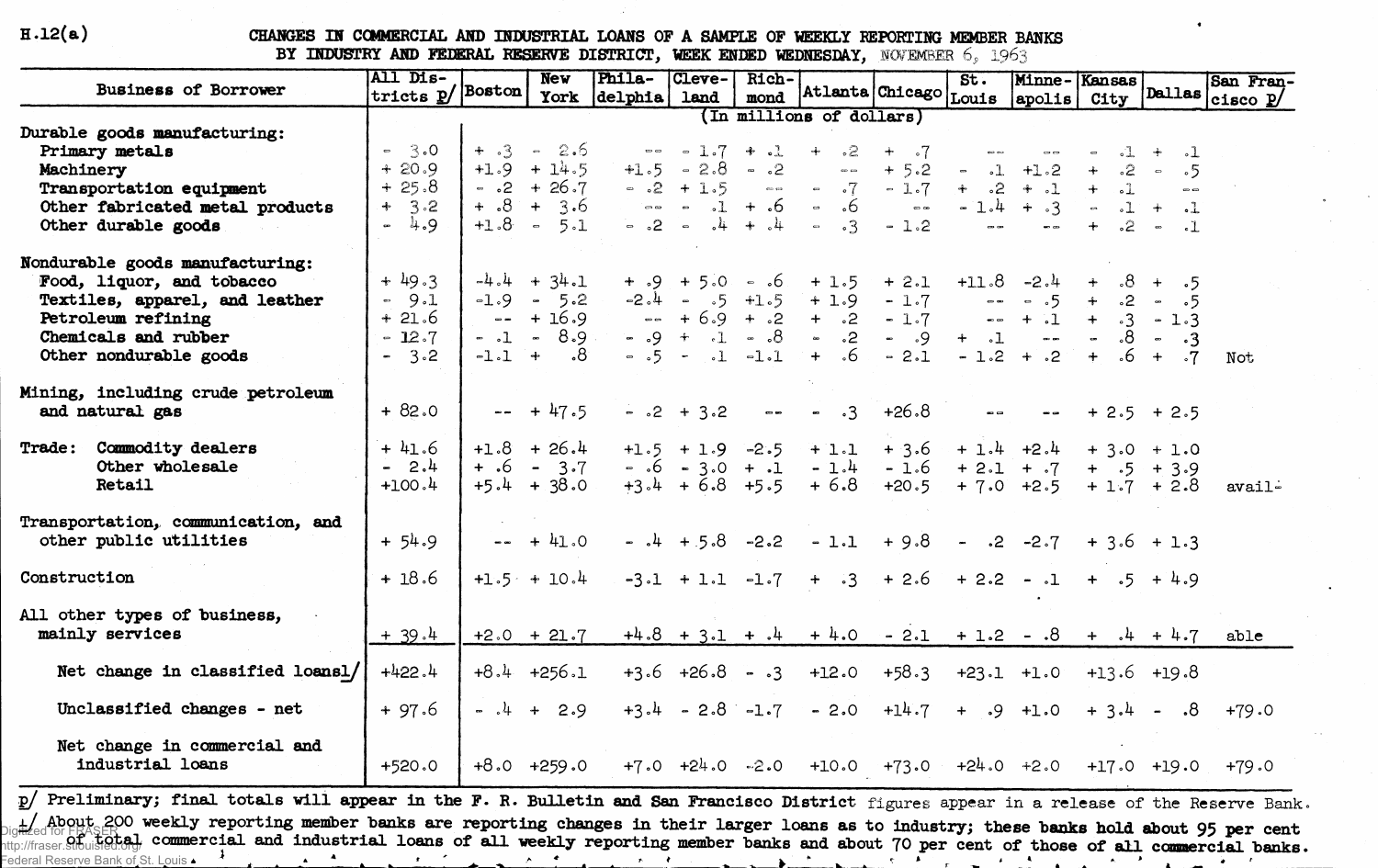H.12(a)

# CHANGES IN COMMERCIAL AND INDUSTRIAL LOANS OF A SAMPLE OF WEEKLY REPORTING MEMBER BANKS BY INDUSTRY AND FEDERAL RESERVE DISTRICT, WEEK ENDED WEDNESDAY, NOVEMBER 6, 1963

| Business of Borrower | All Districts p/ | Boston | New York | Philadelphia | Cleveland | Richmond | Atlanta | Chicago | St. Louis | Minneapolis | Kansas City | Dallas | San Francisco p/ |
|---|---|---|---|---|---|---|---|---|---|---|---|---|---|
| | (In millions of dollars) | | | | | | | | | | | | |
| **Durable goods manufacturing:** | | | | | | | | | | | | | |
| Primary metals | - 3.0 | + .3 | - 2.6 | -- | - 1.7 | + .1 | + .2 | + .7 | -- | -- | - .1 | + .1 | |
| Machinery | + 20.9 | +1.9 | + 14.5 | +1.5 | - 2.8 | - .2 | -- | + 5.2 | - .1 | +1.2 | + .2 | - .5 | |
| Transportation equipment | + 25.8 | - .2 | + 26.7 | - .2 | + 1.5 | -- | - .7 | - 1.7 | + .2 | + .1 | + .1 | -- | |
| Other fabricated metal products | + 3.2 | + .8 | + 3.6 | -- | - .1 | + .6 | - .6 | -- | - 1.4 | + .3 | - .1 | + .1 | |
| Other durable goods | - 4.9 | +1.8 | - 5.1 | - .2 | - .4 | + .4 | - .3 | - 1.2 | -- | -- | + .2 | - .1 | |
| **Nondurable goods manufacturing:** | | | | | | | | | | | | | |
| Food, liquor, and tobacco | + 49.3 | -4.4 | + 34.1 | + .9 | + 5.0 | - .6 | + 1.5 | + 2.1 | +11.8 | -2.4 | + .8 | + .5 | |
| Textiles, apparel, and leather | - 9.1 | -1.9 | - 5.2 | -2.4 | - .5 | +1.5 | + 1.9 | - 1.7 | -- | - .5 | + .2 | - .5 | |
| Petroleum refining | + 21.6 | -- | + 16.9 | -- | + 6.9 | + .2 | + .2 | - 1.7 | -- | + .1 | + .3 | - 1.3 | |
| Chemicals and rubber | - 12.7 | - .1 | - 8.9 | - .9 | + .1 | - .8 | - .2 | - .9 | + .1 | -- | - .8 | - .3 | |
| Other nondurable goods | - 3.2 | -1.1 | + .8 | - .5 | - .1 | -1.1 | + .6 | - 2.1 | - 1.2 | + .2 | + .6 | + .7 | Not |
| Mining, including crude petroleum and natural gas | + 82.0 | -- | + 47.5 | - .2 | + 3.2 | -- | - .3 | +26.8 | -- | -- | + 2.5 | + 2.5 | |
| Trade: Commodity dealers | + 41.6 | +1.8 | + 26.4 | +1.5 | + 1.9 | -2.5 | + 1.1 | + 3.6 | + 1.4 | +2.4 | + 3.0 | + 1.0 | |
| Other wholesale | - 2.4 | + .6 | - 3.7 | - .6 | - 3.0 | + .1 | - 1.4 | - 1.6 | + 2.1 | + .7 | + .5 | + 3.9 | |
| Retail | +100.4 | +5.4 | + 38.0 | +3.4 | + 6.8 | +5.5 | + 6.8 | +20.5 | + 7.0 | +2.5 | + 1.7 | + 2.8 | avail- |
| Transportation, communication, and other public utilities | + 54.9 | -- | + 41.0 | - .4 | + 5.8 | -2.2 | - 1.1 | + 9.8 | - .2 | -2.7 | + 3.6 | + 1.3 | |
| Construction | + 18.6 | +1.5 | + 10.4 | -3.1 | + 1.1 | -1.7 | + .3 | + 2.6 | + 2.2 | - .1 | + .5 | + 4.9 | |
| All other types of business, mainly services | + 39.4 | +2.0 | + 21.7 | +4.8 | + 3.1 | + .4 | + 4.0 | - 2.1 | + 1.2 | - .8 | + .4 | + 4.7 | able |
| Net change in classified loans1/ | +422.4 | +8.4 | +256.1 | +3.6 | +26.8 | - .3 | +12.0 | +58.3 | +23.1 | +1.0 | +13.6 | +19.8 | |
| Unclassified changes - net | + 97.6 | - .4 | + 2.9 | +3.4 | - 2.8 | -1.7 | - 2.0 | +14.7 | + .9 | +1.0 | + 3.4 | - .8 | +79.0 |
| Net change in commercial and industrial loans | +520.0 | +8.0 | +259.0 | +7.0 | +24.0 | -2.0 | +10.0 | +73.0 | +24.0 | +2.0 | +17.0 | +19.0 | +79.0 |

p/ Preliminary; final totals will appear in the F. R. Bulletin and San Francisco District figures appear in a release of the Reserve Bank.

1/ About 200 weekly reporting member banks are reporting changes in their larger loans as to industry; these banks hold about 95 per cent of total commercial and industrial loans of all weekly reporting member banks and about 70 per cent of those of all commercial banks.